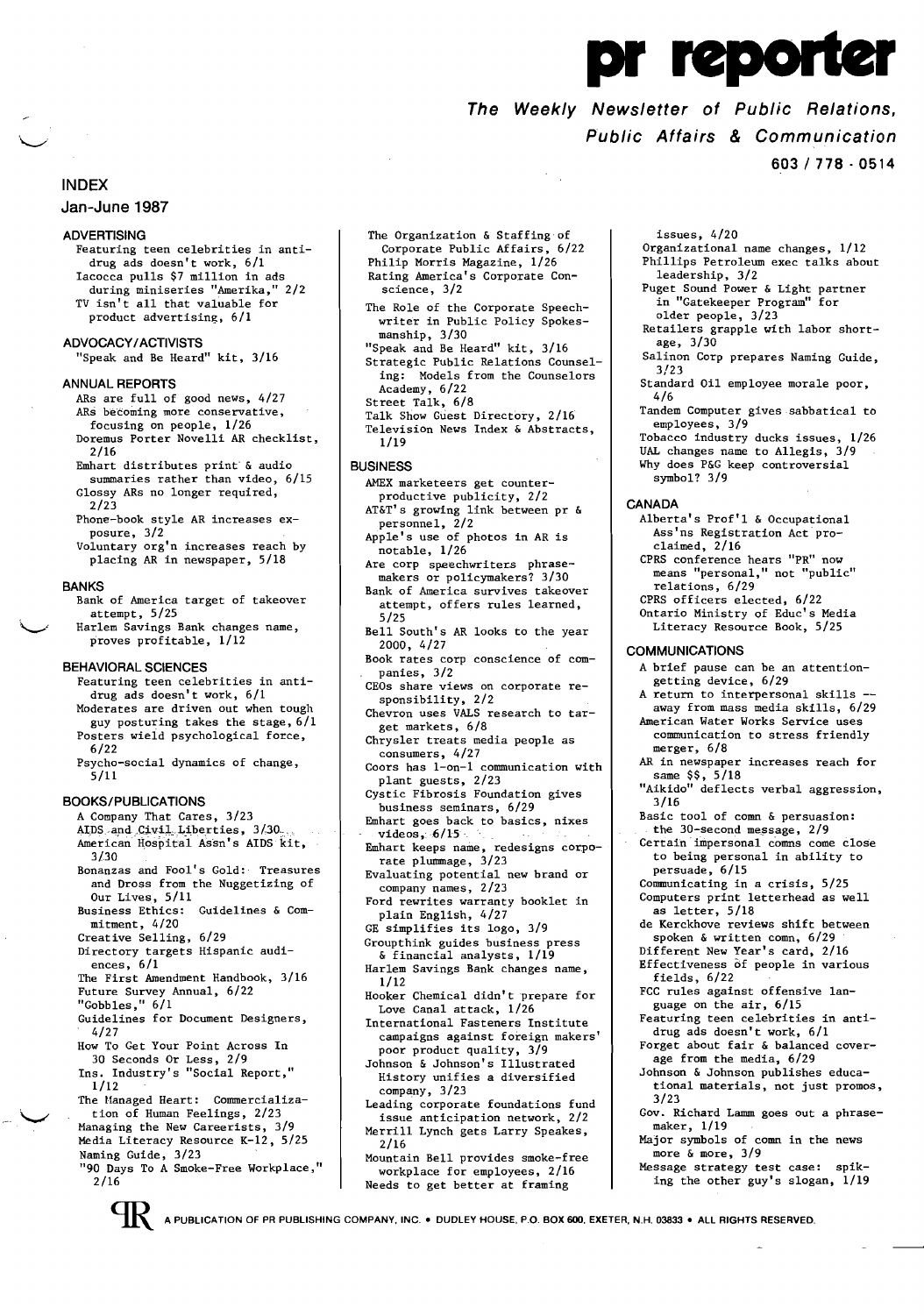# pr reporter

***The Weekly Newsletter of Public Relations, Public Affairs & Communication***

603 / 778 - 0514

## INDEX

## Jan-June 1987

### ADVERTISING

- Featuring teen celebrities in anti-drug ads doesn't work, 6/1
- Iacocca pulls $7 million in ads during miniseries "Amerika," 2/2
- TV isn't all that valuable for product advertising, 6/1

### ADVOCACY/ACTIVISTS

- "Speak and Be Heard" kit, 3/16

### ANNUAL REPORTS

- ARs are full of good news, 4/27
- ARs becoming more conservative, focusing on people, 1/26
- Doremus Porter Novelli AR checklist, 2/16
- Emhart distributes print & audio summaries rather than video, 6/15
- Glossy ARs no longer required, 2/23
- Phone-book style AR increases exposure, 3/2
- Voluntary org'n increases reach by placing AR in newspaper, 5/18

### BANKS

- Bank of America target of takeover attempt, 5/25
- Harlem Savings Bank changes name, proves profitable, 1/12

### BEHAVIORAL SCIENCES

- Featuring teen celebrities in anti-drug ads doesn't work, 6/1
- Moderates are driven out when tough guy posturing takes the stage, 6/1
- Posters wield psychological force, 6/22
- Psycho-social dynamics of change, 5/11

### BOOKS/PUBLICATIONS

- A Company That Cares, 3/23
- AIDS and Civil Liberties, 3/30
- American Hospital Assn's AIDS kit, 3/30
- Bonanzas and Fool's Gold: Treasures and Dross from the Nuggetizing of Our Lives, 5/11
- Business Ethics: Guidelines & Commitment, 4/20
- Creative Selling, 6/29
- Directory targets Hispanic audiences, 6/1
- The First Amendment Handbook, 3/16
- Future Survey Annual, 6/22
- "Gobbles," 6/1
- Guidelines for Document Designers, 4/27
- How To Get Your Point Across In 30 Seconds Or Less, 2/9
- Ins. Industry's "Social Report," 1/12
- The Managed Heart: Commercialization of Human Feelings, 2/23
- Managing the New Careerists, 3/9
- Media Literacy Resource K-12, 5/25
- Naming Guide, 3/23
- "90 Days To A Smoke-Free Workplace," 2/16
- The Organization & Staffing of Corporate Public Affairs, 6/22
- Philip Morris Magazine, 1/26
- Rating America's Corporate Conscience, 3/2
- The Role of the Corporate Speechwriter in Public Policy Spokesmanship, 3/30
- "Speak and Be Heard" kit, 3/16
- Strategic Public Relations Counseling: Models from the Counselors Academy, 6/22
- Street Talk, 6/8
- Talk Show Guest Directory, 2/16
- Television News Index & Abstracts, 1/19

### BUSINESS

- AMEX marketeers get counter-productive publicity, 2/2
- AT&T's growing link between pr & personnel, 2/2
- Apple's use of photos in AR is notable, 1/26
- Are corp speechwriters phrase-makers or policymakers? 3/30
- Bank of America survives takeover attempt, offers rules learned, 5/25
- Bell South's AR looks to the year 2000, 4/27
- Book rates corp conscience of companies, 3/2
- CEOs share views on corporate responsibility, 2/2
- Chevron uses VALS research to target markets, 6/8
- Chrysler treats media people as consumers, 4/27
- Coors has 1-on-1 communication with plant guests, 2/23
- Cystic Fibrosis Foundation gives business seminars, 6/29
- Emhart goes back to basics, nixes videos, 6/15
- Emhart keeps name, redesigns corporate plummage, 3/23
- Evaluating potential new brand or company names, 2/23
- Ford rewrites warranty booklet in plain English, 4/27
- GE simplifies its logo, 3/9
- Groupthink guides business press & financial analysts, 1/19
- Harlem Savings Bank changes name, 1/12
- Hooker Chemical didn't prepare for Love Canal attack, 1/26
- International Fasteners Institute campaigns against foreign makers' poor product quality, 3/9
- Johnson & Johnson's Illustrated History unifies a diversified company, 3/23
- Leading corporate foundations fund issue anticipation network, 2/2
- Merrill Lynch gets Larry Speakes, 2/16
- Mountain Bell provides smoke-free workplace for employees, 2/16
- Needs to get better at framing issues, 4/20
- Organizational name changes, 1/12
- Phillips Petroleum exec talks about leadership, 3/2
- Puget Sound Power & Light partner in "Gatekeeper Program" for older people, 3/23
- Retailers grapple with labor shortage, 3/30
- Salinon Corp prepares Naming Guide, 3/23
- Standard Oil employee morale poor, 4/6
- Tandem Computer gives sabbatical to employees, 3/9
- Tobacco industry ducks issues, 1/26
- UAL changes name to Allegis, 3/9
- Why does P&G keep controversial symbol? 3/9

### CANADA

- Alberta's Prof'l & Occupational Ass'ns Registration Act proclaimed, 2/16
- CPRS conference hears "PR" now means "personal," not "public" relations, 6/29
- CPRS officers elected, 6/22
- Ontario Ministry of Educ's Media Literacy Resource Book, 5/25

### COMMUNICATIONS

- A brief pause can be an attention-getting device, 6/29
- A return to interpersonal skills -- away from mass media skills, 6/29
- American Water Works Service uses communication to stress friendly merger, 6/8
- AR in newspaper increases reach for same $$, 5/18
- "Aikido" deflects verbal aggression, 3/16
- Basic tool of comn & persuasion: the 30-second message, 2/9
- Certain impersonal comns come close to being personal in ability to persuade, 6/15
- Communicating in a crisis, 5/25
- Computers print letterhead as well as letter, 5/18
- de Kerckhove reviews shift between spoken & written comn, 6/29
- Different New Year's card, 2/16
- Effectiveness of people in various fields, 6/22
- FCC rules against offensive language on the air, 6/15
- Featuring teen celebrities in anti-drug ads doesn't work, 6/1
- Forget about fair & balanced coverage from the media, 6/29
- Johnson & Johnson publishes educational materials, not just promos, 3/23
- Gov. Richard Lamm goes out a phrase-maker, 1/19
- Major symbols of comn in the news more & more, 3/9
- Message strategy test case: spiking the other guy's slogan, 1/19

A PUBLICATION OF PR PUBLISHING COMPANY, INC. • DUDLEY HOUSE, P.O. BOX 600, EXETER, N.H. 03833 • ALL RIGHTS RESERVED.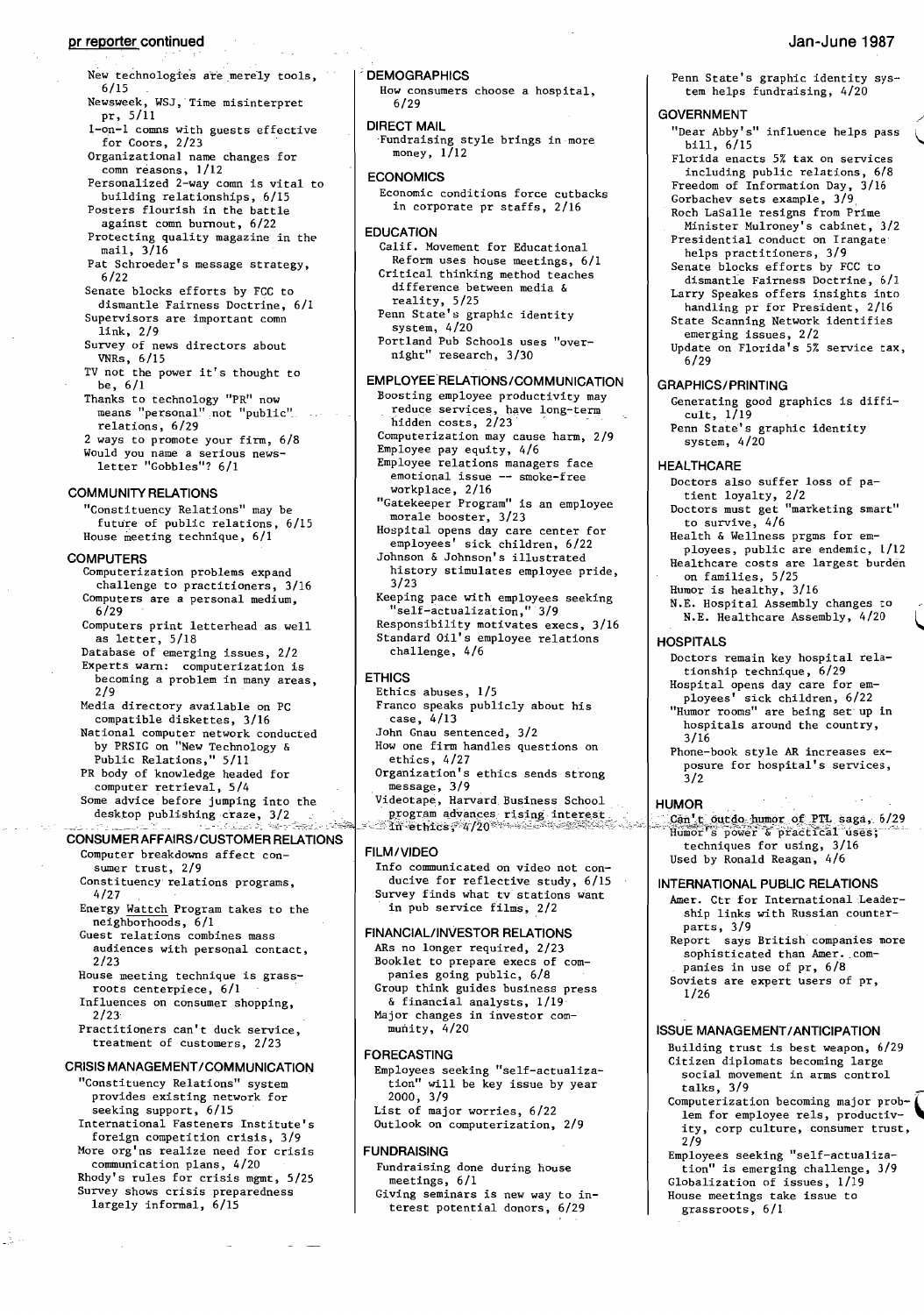New technologies are merely tools, 6/15

Newsweek, WSJ, Time misinterpret pr, 5/11

1-on-1 comns with guests effective for Coors, 2/23

Organizational name changes for comn reasons, 1/12

Personalized 2-way comn is vital to building relationships, 6/15

Posters flourish in the battle against comn burnout, 6/22

Protecting quality magazine in the mail, 3/16

Pat Schroeder's message strategy, 6/22

Senate blocks efforts by FCC to dismantle Fairness Doctrine, 6/1

Supervisors are important comn link, 2/9

Survey of news directors about VNRs, 6/15

TV not the power it's thought to be, 6/1

Thanks to technology "PR" now means "personal" not "public" relations, 6/29

2 ways to promote your firm, 6/8

Would you name a serious newsletter "Gobbles"? 6/1

### COMMUNITY RELATIONS

"Constituency Relations" may be future of public relations, 6/15

House meeting technique, 6/1

### COMPUTERS

Computerization problems expand challenge to practitioners, 3/16

Computers are a personal medium, 6/29

Computers print letterhead as well as letter, 5/18

Database of emerging issues, 2/2

Experts warn: computerization is becoming a problem in many areas, 2/9

Media directory available on PC compatible diskettes, 3/16

National computer network conducted by PRSIG on "New Technology & Public Relations," 5/11

PR body of knowledge headed for computer retrieval, 5/4

Some advice before jumping into the desktop publishing craze, 3/2

### CONSUMER AFFAIRS/CUSTOMER RELATIONS

Computer breakdowns affect consumer trust, 2/9

Constituency relations programs, 4/27

Energy Wattch Program takes to the neighborhoods, 6/1

Guest relations combines mass audiences with personal contact, 2/23

House meeting technique is grassroots centerpiece, 6/1

Influences on consumer shopping, 2/23

Practitioners can't duck service, treatment of customers, 2/23

### CRISIS MANAGEMENT/COMMUNICATION

"Constituency Relations" system provides existing network for seeking support, 6/15

International Fasteners Institute's foreign competition crisis, 3/9

More org'ns realize need for crisis communication plans, 4/20

Rhody's rules for crisis mgmt, 5/25

Survey shows crisis preparedness largely informal, 6/15

### DEMOGRAPHICS

How consumers choose a hospital, 6/29

### DIRECT MAIL

Fundraising style brings in more money, 1/12

### ECONOMICS

Economic conditions force cutbacks in corporate pr staffs, 2/16

### EDUCATION

Calif. Movement for Educational Reform uses house meetings, 6/1

Critical thinking method teaches difference between media & reality, 5/25

Penn State's graphic identity system, 4/20

Portland Pub Schools uses "overnight" research, 3/30

### EMPLOYEE RELATIONS/COMMUNICATION

Boosting employee productivity may reduce services, have long-term hidden costs, 2/23

Computerization may cause harm, 2/9

Employee pay equity, 4/6

Employee relations managers face emotional issue -- smoke-free workplace, 2/16

"Gatekeeper Program" is an employee morale booster, 3/23

Hospital opens day care center for employees' sick children, 6/22

Johnson & Johnson's illustrated history stimulates employee pride, 3/23

Keeping pace with employees seeking "self-actualization," 3/9

Responsibility motivates execs, 3/16

Standard Oil's employee relations challenge, 4/6

### ETHICS

Ethics abuses, 1/5

Franco speaks publicly about his case, 4/13

John Gnau sentenced, 3/2

How one firm handles questions on ethics, 4/27

Organization's ethics sends strong message, 3/9

Videotape, Harvard Business School program advances rising interest in ethics, 4/20

### FILM/VIDEO

Info communicated on video not conducive for reflective study, 6/15

Survey finds what tv stations want in pub service films, 2/2

### FINANCIAL/INVESTOR RELATIONS

ARs no longer required, 2/23

Booklet to prepare execs of companies going public, 6/8

Group think guides business press & financial analysts, 1/19

Major changes in investor community, 4/20

### FORECASTING

Employees seeking "self-actualization" will be key issue by year 2000, 3/9

List of major worries, 6/22

Outlook on computerization, 2/9

### FUNDRAISING

Fundraising done during house meetings, 6/1

Giving seminars is new way to interest potential donors, 6/29

Penn State's graphic identity system helps fundraising, 4/20

### GOVERNMENT

"Dear Abby's" influence helps pass bill, 6/15

Florida enacts 5% tax on services including public relations, 6/8

Freedom of Information Day, 3/16

Gorbachev sets example, 3/9

Roch LaSalle resigns from Prime Minister Mulroney's cabinet, 3/2

Presidential conduct on Irangate helps practitioners, 3/9

Senate blocks efforts by FCC to dismantle Fairness Doctrine, 6/1

Larry Speakes offers insights into handling pr for President, 2/16

State Scanning Network identifies emerging issues, 2/2

Update on Florida's 5% service tax, 6/29

### GRAPHICS/PRINTING

Generating good graphics is difficult, 1/19

Penn State's graphic identity system, 4/20

### HEALTHCARE

Doctors also suffer loss of patient loyalty, 2/2

Doctors must get "marketing smart" to survive, 4/6

Health & Wellness prgms for employees, public are endemic, 1/12

Healthcare costs are largest burden on families, 5/25

Humor is healthy, 3/16

N.E. Hospital Assembly changes to N.E. Healthcare Assembly, 4/20

### HOSPITALS

Doctors remain key hospital relationship technique, 6/29

Hospital opens day care for employees' sick children, 6/22

"Humor rooms" are being set up in hospitals around the country, 3/16

Phone-book style AR increases exposure for hospital's services, 3/2

### HUMOR

Can't outdo humor of PTL saga, 6/29

Humor's power & practical uses; techniques for using, 3/16

Used by Ronald Reagan, 4/6

### INTERNATIONAL PUBLIC RELATIONS

Amer. Ctr for International Leadership links with Russian counterparts, 3/9

Report says British companies more sophisticated than Amer. companies in use of pr, 6/8

Soviets are expert users of pr, 1/26

### ISSUE MANAGEMENT/ANTICIPATION

Building trust is best weapon, 6/29

Citizen diplomats becoming large social movement in arms control talks, 3/9

Computerization becoming major problem for employee rels, productivity, corp culture, consumer trust, 2/9

Employees seeking "self-actualization" is emerging challenge, 3/9

Globalization of issues, 1/19

House meetings take issue to grassroots, 6/1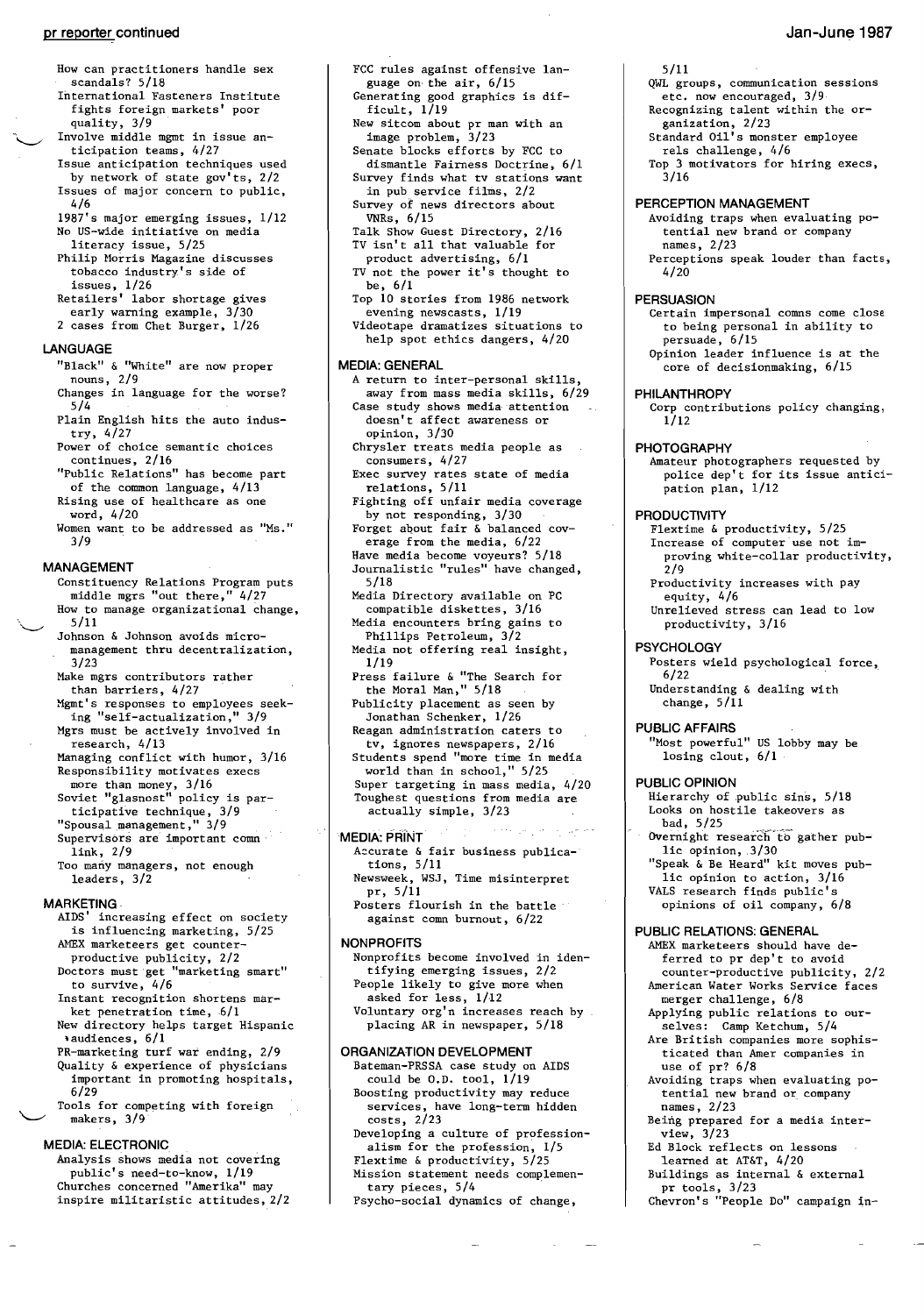How can practitioners handle sex scandals? 5/18
International Fasteners Institute fights foreign markets' poor quality, 3/9
Involve middle mgmt in issue anticipation teams, 4/27
Issue anticipation techniques used by network of state gov'ts, 2/2
Issues of major concern to public, 4/6
1987's major emerging issues, 1/12
No US-wide initiative on media literacy issue, 5/25
Philip Morris Magazine discusses tobacco industry's side of issues, 1/26
Retailers' labor shortage gives early warning example, 3/30
2 cases from Chet Burger, 1/26

## LANGUAGE

"Black" & "White" are now proper nouns, 2/9
Changes in language for the worse? 5/4
Plain English hits the auto industry, 4/27
Power of choice semantic choices continues, 2/16
"Public Relations" has become part of the common language, 4/13
Rising use of healthcare as one word, 4/20
Women want to be addressed as "Ms." 3/9

## MANAGEMENT

Constituency Relations Program puts middle mgrs "out there," 4/27
How to manage organizational change, 5/11
Johnson & Johnson avoids micromanagement thru decentralization, 3/23
Make mgrs contributors rather than barriers, 4/27
Mgmt's responses to employees seeking "self-actualization," 3/9
Mgrs must be actively involved in research, 4/13
Managing conflict with humor, 3/16
Responsibility motivates execs more than money, 3/16
Soviet "glasnost" policy is participative technique, 3/9
"Spousal management," 3/9
Supervisors are important comn link, 2/9
Too many managers, not enough leaders, 3/2

## MARKETING

AIDS' increasing effect on society is influencing marketing, 5/25
AMEX marketeers get counterproductive publicity, 2/2
Doctors must get "marketing smart" to survive, 4/6
Instant recognition shortens market penetration time, 6/1
New directory helps target Hispanic audiences, 6/1
PR-marketing turf war ending, 2/9
Quality & experience of physicians important in promoting hospitals, 6/29
Tools for competing with foreign makers, 3/9

## MEDIA: ELECTRONIC

Analysis shows media not covering public's need-to-know, 1/19
Churches concerned "Amerika" may inspire militaristic attitudes, 2/2
FCC rules against offensive language on the air, 6/15
Generating good graphics is difficult, 1/19
New sitcom about pr man with an image problem, 3/23
Senate blocks efforts by FCC to dismantle Fairness Doctrine, 6/1
Survey finds what tv stations want in pub service films, 2/2
Survey of news directors about VNRs, 6/15
Talk Show Guest Directory, 2/16
TV isn't all that valuable for product advertising, 6/1
TV not the power it's thought to be, 6/1
Top 10 stories from 1986 network evening newscasts, 1/19
Videotape dramatizes situations to help spot ethics dangers, 4/20

## MEDIA: GENERAL

A return to inter-personal skills, away from mass media skills, 6/29
Case study shows media attention doesn't affect awareness or opinion, 3/30
Chrysler treats media people as consumers, 4/27
Exec survey rates state of media relations, 5/11
Fighting off unfair media coverage by not responding, 3/30
Forget about fair & balanced coverage from the media, 6/22
Have media become voyeurs? 5/18
Journalistic "rules" have changed, 5/18
Media Directory available on PC compatible diskettes, 3/16
Media encounters bring gains to Phillips Petroleum, 3/2
Media not offering real insight, 1/19
Press failure & "The Search for the Moral Man," 5/18
Publicity placement as seen by Jonathan Schenker, 1/26
Reagan administration caters to tv, ignores newspapers, 2/16
Students spend "more time in media world than in school," 5/25
Super targeting in mass media, 4/20
Toughest questions from media are actually simple, 3/23

## MEDIA: PRINT

Accurate & fair business publications, 5/11
Newsweek, WSJ, Time misinterpret pr, 5/11
Posters flourish in the battle against comn burnout, 6/22

## NONPROFITS

Nonprofits become involved in identifying emerging issues, 2/2
People likely to give more when asked for less, 1/12
Voluntary org'n increases reach by placing AR in newspaper, 5/18

## ORGANIZATION DEVELOPMENT

Bateman-PRSSA case study on AIDS could be O.D. tool, 1/19
Boosting productivity may reduce services, have long-term hidden costs, 2/23
Developing a culture of professionalism for the profession, 1/5
Flextime & productivity, 5/25
Mission statement needs complementary pieces, 5/4
Psycho-social dynamics of change, 5/11
QWL groups, communication sessions etc. now encouraged, 3/9
Recognizing talent within the organization, 2/23
Standard Oil's monster employee rels challenge, 4/6
Top 3 motivators for hiring execs, 3/16

## PERCEPTION MANAGEMENT

Avoiding traps when evaluating potential new brand or company names, 2/23
Perceptions speak louder than facts, 4/20

## PERSUASION

Certain impersonal comns come close to being personal in ability to persuade, 6/15
Opinion leader influence is at the core of decisionmaking, 6/15

## PHILANTHROPY

Corp contributions policy changing, 1/12

## PHOTOGRAPHY

Amateur photographers requested by police dep't for its issue anticipation plan, 1/12

## PRODUCTIVITY

Flextime & productivity, 5/25
Increase of computer use not improving white-collar productivity, 2/9
Productivity increases with pay equity, 4/6
Unrelieved stress can lead to low productivity, 3/16

## PSYCHOLOGY

Posters wield psychological force, 6/22
Understanding & dealing with change, 5/11

## PUBLIC AFFAIRS

"Most powerful" US lobby may be losing clout, 6/1

## PUBLIC OPINION

Hierarchy of public sins, 5/18
Looks on hostile takeovers as bad, 5/25
Overnight research to gather public opinion, 3/30
"Speak & Be Heard" kit moves public opinion to action, 3/16
VALS research finds public's opinions of oil company, 6/8

## PUBLIC RELATIONS: GENERAL

AMEX marketeers should have deferred to pr dep't to avoid counter-productive publicity, 2/2
American Water Works Service faces merger challenge, 6/8
Applying public relations to ourselves: Camp Ketchum, 5/4
Are British companies more sophisticated than Amer companies in use of pr? 6/8
Avoiding traps when evaluating potential new brand or company names, 2/23
Being prepared for a media interview, 3/23
Ed Block reflects on lessons learned at AT&T, 4/20
Buildings as internal & external pr tools, 3/23
Chevron's "People Do" campaign in-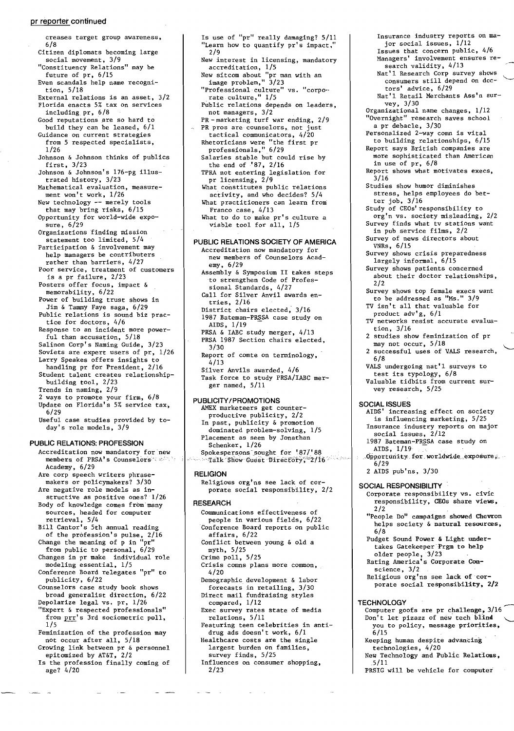creases target group awareness, 6/8
Citizen diplomats becoming large social movement, 3/9
"Constituency Relations" may be future of pr, 6/15
Even scandals help name recognition, 5/18
External relations is an asset, 3/2
Florida enacts 5% tax on services including pr, 6/8
Good reputations are so hard to build they can be leased, 6/1
Guidance on current strategies from 5 respected specialists, 1/26
Johnson & Johnson thinks of publics first, 3/23
Johnson & Johnson's 176-pg illustrated history, 3/23
Mathematical evaluation, measurement won't work, 1/26
New technology -- merely tools that may bring risks, 6/15
Opportunity for world-wide exposure, 6/29
Organizations finding mission statement too limited, 5/4
Participation & involvement may help managers be contributers rather than barriers, 4/27
Poor service, treatment of customers is a pr failure, 2/23
Posters offer focus, impact & memorability, 6/22
Power of building trust shows in Jim & Tammy Faye saga, 6/29
Public relations is sound biz practice for doctors, 4/6
Response to an incident more powerful than accusation, 5/18
Salinon Corp's Naming Guide, 3/23
Soviets are expert users of pr, 1/26
Larry Speakes offers insights to handling pr for President, 2/16
Student talent creates relationship-building tool, 2/23
Trends in naming, 2/9
2 ways to promote your firm, 6/8
Update on Florida's 5% service tax, 6/29
Useful case studies provided by today's role models, 3/9

## PUBLIC RELATIONS: PROFESSION

Accreditation now mandatory for new members of PRSA's Counselors Academy, 6/29
Are corp speech writers phrasemakers or policymakers? 3/30
Are negative role models as instructive as positive ones? 1/26
Body of knowledge comes from many sources, headed for computer retrieval, 5/4
Bill Cantor's 5th annual reading of the profession's pulse, 2/16
Change the meaning of p in "pr" from public to personal, 6/29
Changes in pr make individual role modeling essential, 1/5
Conference Board relegates "pr" to publicity, 6/22
Counselors case study book shows broad generalist direction, 6/22
Depolarize legal vs. pr, 1/26
"Expert & respected professionals" from prr's 3rd sociometric poll, 1/5
Feminization of the profession may not occur after all, 5/18
Growing link between pr & personnel epitomized by AT&T, 2/2
Is the profession finally coming of age? 4/20
Is use of "pr" really damaging? 5/11
"Learn how to quantify pr's impact," 2/9
New interest in licensing, mandatory accreditation, 1/5
New sitcom about "pr man with an image problem," 3/23
"Professional culture" vs. "corporate culture," 1/5
Public relations depends on leaders, not managers, 3/2
PR - marketing turf war ending, 2/9
PR pros are counselors, not just tactical communicators, 4/20
Rhetoricians were "the first pr professionals," 6/29
Salaries stable but could rise by the end of '87, 2/16
TPRA not entering legislation for pr licensing, 2/9
What constitutes public relations activity, and who decides? 5/4
What practitioners can learn from Franco case, 4/13
What to do to make pr's culture a viable tool for all, 1/5

## PUBLIC RELATIONS SOCIETY OF AMERICA

Accreditation now mandatory for new members of Counselors Academy, 6/29
Assembly & Symposium II takes steps to strengthen Code of Professional Standards, 4/27
Call for Silver Anvil awards entries, 2/16
District chairs elected, 3/16
1987 Bateman-PRSSA case study on AIDS, 1/19
PRSA & IABC study merger, 4/13
PRSA 1987 Section chairs elected, 3/30
Report of comte on terminology, 4/13
Silver Anvils awarded, 4/6
Task force to study PRSA/IABC merger named, 5/11

## PUBLICITY/PROMOTIONS

AMEX marketeers get counterproductive publicity, 2/2
In past, publicity & promotion dominated problem-solving, 1/5
Placement as seen by Jonathan Schenker, 1/26
Spokespersons sought for '87/'88 Talk Show Guest Directory, 2/16

## RELIGION

Religious org'ns see lack of corporate social responsibility, 2/2

## RESEARCH

Communications effectiveness of people in various fields, 6/22
Conference Board reports on public affairs, 6/22
Conflict between young & old a myth, 5/25
Crime poll, 5/25
Crisis comns plans more common, 4/20
Demographic development & labor forecasts in retailing, 3/30
Direct mail fundraising styles compared, 1/12
Exec survey rates state of media relations, 5/11
Featuring teen celebrities in anti-drug ads doesn't work, 6/1
Healthcare costs are the single largest burden on families, survey finds, 5/25
Influences on consumer shopping, 2/23
Insurance industry reports on major social issues, 1/12
Issues that concern public, 4/6
Managers' involvement ensures research validity, 4/13
Nat'l Research Corp survey shows consumers still depend on doctors' advice, 6/29
Nat'l Retail Merchants Ass'n survey, 3/30
Organizational name changes, 1/12
"Overnight" research saves school a pr debacle, 3/30
Personalized 2-way comn is vital to building relationships, 6/15
Report says British companies are more sophisticated than American in use of pr, 6/8
Report shows what motivates execs, 3/16
Studies show humor diminishes stress, helps employees do better job, 3/16
Study of CEOs' responsibility to org'n vs. society misleading, 2/2
Survey finds what tv stations want in pub service films, 2/2
Survey of news directors about VNRs, 6/15
Survey shows crisis preparedness largely informal, 6/15
Survey shows patients concerned about their doctor relationships, 2/2
Survey shows top female execs want to be addressed as "Ms." 3/9
TV isn't all that valuable for product adv'g, 6/1
TV networks resist accurate evaluation, 3/16
2 studies show feminization of pr may not occur, 5/18
2 successful uses of VALS research, 6/8
VALS undergoing nat'l surveys to test its typology, 6/8
Valuable tidbits from current survey research, 5/25

## SOCIAL ISSUES

AIDS' increasing effect on society is influencing marketing, 5/25
Insurance industry reports on major social issues, 2/12
1987 Bateman-PRSSA case study on AIDS, 1/19
Opportunity for worldwide exposure, 6/29
2 AIDS pub'ns, 3/30

## SOCIAL RESPONSIBILITY

Corporate responsibility vs. civic responsibility, CEOs share views, 2/2
"People Do" campaigns showed Chevron helps society & natural resources, 6/8
Pudget Sound Power & Light undertakes Gatekeeper Prgm to help older people, 3/23
Rating America's Corporate Conscience, 3/2
Religious org'ns see lack of corporate social responsibility, 2/2

## TECHNOLOGY

Computer goofs are pr challenge, 3/16
Don't let pizazz of new tech blind you to policy, message priorities, 6/15
Keeping human despite advancing technologies, 4/20
New Technology and Public Relations, 5/11
PRSIG will be vehicle for computer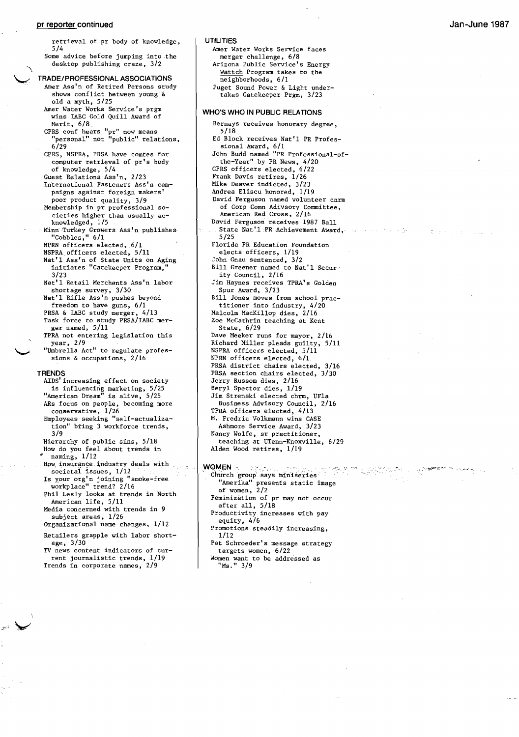retrieval of pr body of knowledge, 5/4

Some advice before jumping into the desktop publishing craze, 3/2

### TRADE/PROFESSIONAL ASSOCIATIONS

Amer Ass'n of Retired Persons study shows conflict between young & old a myth, 5/25

Amer Water Works Service's prgm wins IABC Gold Quill Award of Merit, 6/8

CPRS conf hears "pr" now means "personal" not "public" relations, 6/29

CPRS, NSPRA, PRSA have comtes for computer retrieval of pr's body of knowledge, 5/4

Guest Relations Ass'n, 2/23

International Fasteners Ass'n campaigns against foreign makers' poor product quality, 3/9

Membership in pr professional societies higher than usually acknowledged, 1/5

Minn Turkey Growers Ass'n publishes "Gobbles," 6/1

NPRN officers elected, 6/1

NSPRA officers elected, 5/11

Nat'l Ass'n of State Units on Aging initiates "Gatekeeper Program," 3/23

Nat'l Retail Merchants Ass'n labor shortage survey, 3/30

Nat'l Rifle Ass'n pushes beyond freedom to have guns, 6/1

PRSA & IABC study merger, 4/13

Task force to study PRSA/IABC merger named, 5/11

TPRA not entering legislation this year, 2/9

"Umbrella Act" to regulate professions & occupations, 2/16

### TRENDS

AIDS' increasing effect on society is influencing marketing, 5/25

"American Dream" is alive, 5/25

ARs focus on people, becoming more conservative, 1/26

Employees seeking "self-actualization" bring 3 workforce trends, 3/9

Hierarchy of public sins, 5/18

How do you feel about trends in naming, 1/12

How insurance industry deals with societal issues, 1/12

Is your org'n joining "smoke-free workplace" trend? 2/16

Phil Lesly looks at trends in North American life, 5/11

Media concerned with trends in 9 subject areas, 1/26

Organizational name changes, 1/12

Retailers grapple with labor shortage, 3/30

TV news content indicators of current journalistic trends, 1/19

Trends in corporate names, 2/9

### UTILITIES

Amer Water Works Service faces merger challenge, 6/8

Arizona Public Service's Energy Wattch Program takes to the neighborhoods, 6/1

Puget Sound Power & Light undertakes Gatekeeper Prgm, 3/23

### WHO'S WHO IN PUBLIC RELATIONS

Bernays receives honorary degree, 5/18

Ed Block receives Nat'l PR Professional Award, 6/1

John Budd named "PR Professional-of-the-Year" by PR News, 4/20

CPRS officers elected, 6/22

Frank Davis retires, 1/26

Mike Deaver indicted, 3/23

Andrea Eliscu honored, 1/19

David Ferguson named volunteer cnrm of Corp Comn Adivsory Committee, American Red Cross, 2/16

David Ferguson receives 1987 Ball State Nat'l PR Achievement Award, 5/25

Florida PR Education Foundation elects officers, 1/19

John Gnau sentenced, 3/2

Bill Greener named to Nat'l Security Council, 2/16

Jim Haynes receives TPRA's Golden Spur Award, 3/23

Bill Jones moves from school practitioner into industry, 4/20

Malcolm MacKillop dies, 2/16

Zoe McCathrin teaching at Kent State, 6/29

Dave Meeker runs for mayor, 2/16

Richard Miller pleads guilty, 5/11

NSPRA officers elected, 5/11

NPRN officers elected, 6/1

PRSA district chairs elected, 3/16

PRSA section chairs elected, 3/30

Jerry Russom dies, 2/16

Beryl Spector dies, 1/19

Jim Strenski elected chrm, UFla Business Advisory Council, 2/16

TPRA officers elected, 4/13

M. Fredric Volkmann wins CASE Ashmore Service Award, 3/23

Nancy Wolfe, sr practitioner, teaching at UTenn-Knoxville, 6/29

Alden Wood retires, 1/19

### WOMEN

Church group says miniseries "Amerika" presents static image of women, 2/2

Feminization of pr may not occur after all, 5/18

Productivity increases with pay equity, 4/6

Promotions steadily increasing, 1/12

Pat Schroeder's message strategy targets women, 6/22

Women want to be addressed as "Ms." 3/9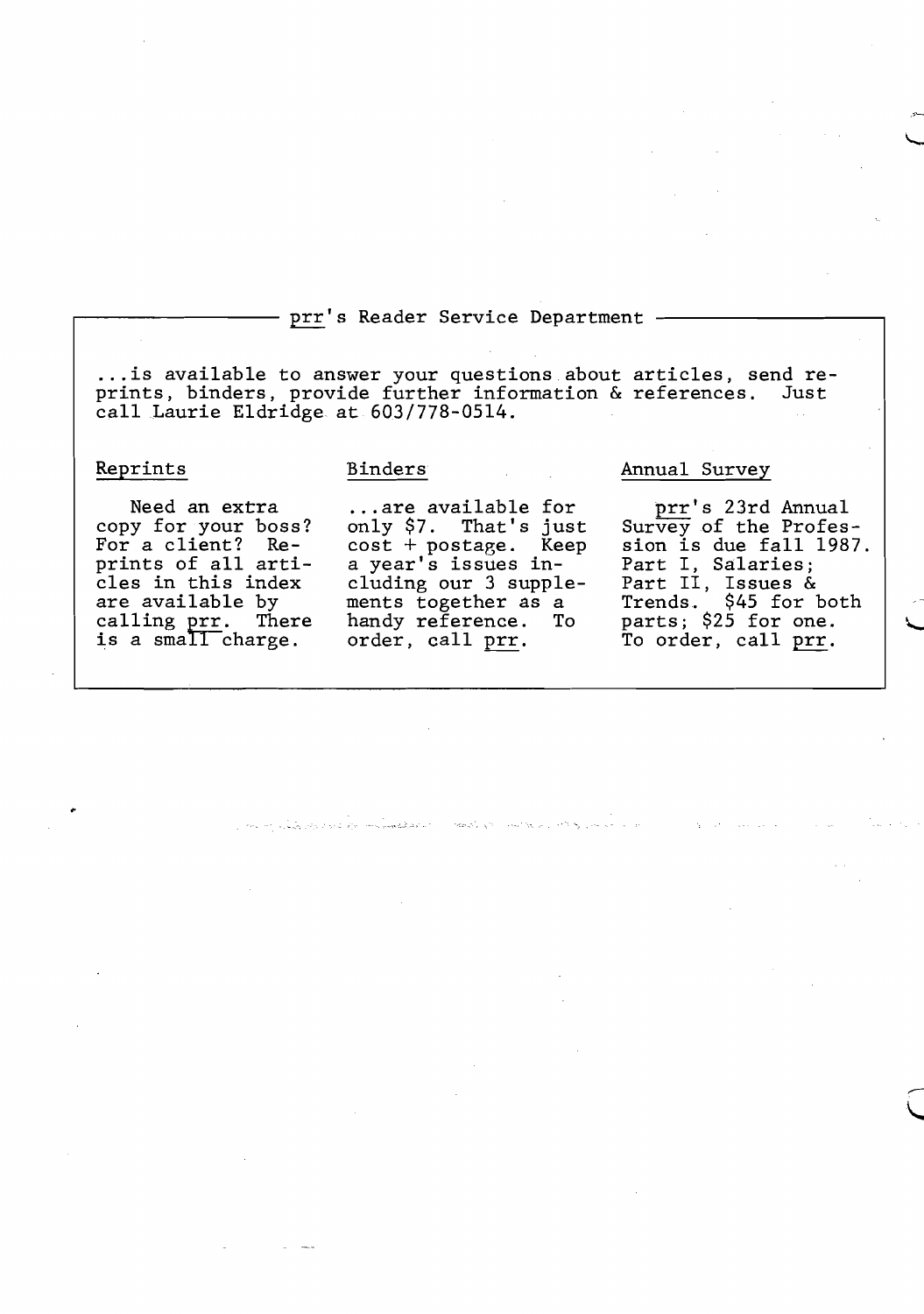## prr's Reader Service Department

...is available to answer your questions about articles, send reprints, binders, provide further information & references. Just call Laurie Eldridge at 603/778-0514.

### Reprints

Need an extra copy for your boss? For a client? Reprints of all articles in this index are available by calling prr. There is a small charge.

### Binders

...are available for only $7. That's just cost + postage. Keep a year's issues including our 3 supplements together as a handy reference. To order, call prr.

### Annual Survey

prr's 23rd Annual Survey of the Profession is due fall 1987. Part I, Salaries; Part II, Issues & Trends. $45 for both parts; $25 for one. To order, call prr.